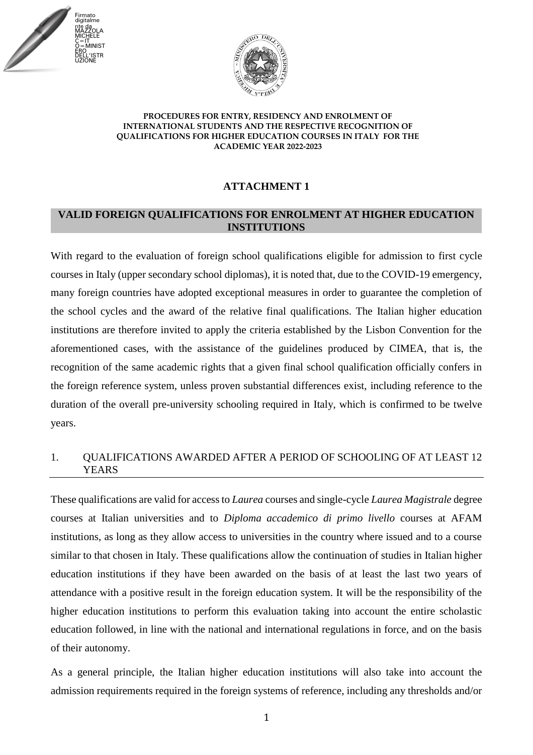Firmato digitalmente da MAZZOLA MICHELE C=IT O=MINISTERO DELL'ISTRUZIONE

**PROCEDURES FOR ENTRY, RESIDENCY AND ENROLMENT OF INTERNATIONAL STUDENTS AND THE RESPECTIVE RECOGNITION OF QUALIFICATIONS FOR HIGHER EDUCATION COURSES IN ITALY FOR THE ACADEMIC YEAR 2022-2023**

# ATTACHMENT 1

## VALID FOREIGN QUALIFICATIONS FOR ENROLMENT AT HIGHER EDUCATION INSTITUTIONS

With regard to the evaluation of foreign school qualifications eligible for admission to first cycle courses in Italy (upper secondary school diplomas), it is noted that, due to the COVID-19 emergency, many foreign countries have adopted exceptional measures in order to guarantee the completion of the school cycles and the award of the relative final qualifications. The Italian higher education institutions are therefore invited to apply the criteria established by the Lisbon Convention for the aforementioned cases, with the assistance of the guidelines produced by CIMEA, that is, the recognition of the same academic rights that a given final school qualification officially confers in the foreign reference system, unless proven substantial differences exist, including reference to the duration of the overall pre-university schooling required in Italy, which is confirmed to be twelve years.

### 1. QUALIFICATIONS AWARDED AFTER A PERIOD OF SCHOOLING OF AT LEAST 12 YEARS

These qualifications are valid for access to *Laurea* courses and single-cycle *Laurea Magistrale* degree courses at Italian universities and to *Diploma accademico di primo livello* courses at AFAM institutions, as long as they allow access to universities in the country where issued and to a course similar to that chosen in Italy. These qualifications allow the continuation of studies in Italian higher education institutions if they have been awarded on the basis of at least the last two years of attendance with a positive result in the foreign education system. It will be the responsibility of the higher education institutions to perform this evaluation taking into account the entire scholastic education followed, in line with the national and international regulations in force, and on the basis of their autonomy.

As a general principle, the Italian higher education institutions will also take into account the admission requirements required in the foreign systems of reference, including any thresholds and/or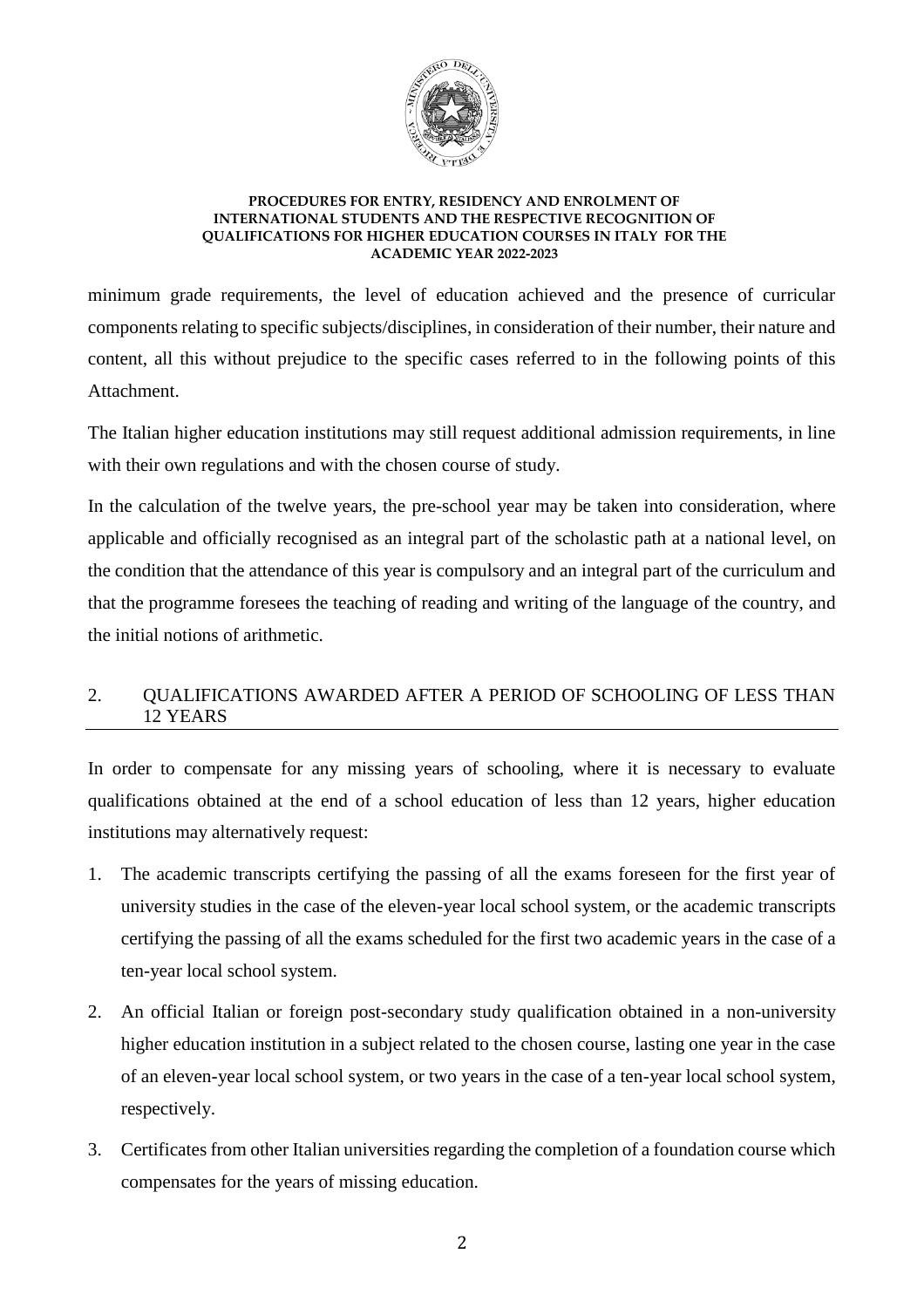minimum grade requirements, the level of education achieved and the presence of curricular components relating to specific subjects/disciplines, in consideration of their number, their nature and content, all this without prejudice to the specific cases referred to in the following points of this Attachment.

The Italian higher education institutions may still request additional admission requirements, in line with their own regulations and with the chosen course of study.

In the calculation of the twelve years, the pre-school year may be taken into consideration, where applicable and officially recognised as an integral part of the scholastic path at a national level, on the condition that the attendance of this year is compulsory and an integral part of the curriculum and that the programme foresees the teaching of reading and writing of the language of the country, and the initial notions of arithmetic.

## 2. QUALIFICATIONS AWARDED AFTER A PERIOD OF SCHOOLING OF LESS THAN 12 YEARS

In order to compensate for any missing years of schooling, where it is necessary to evaluate qualifications obtained at the end of a school education of less than 12 years, higher education institutions may alternatively request:

1. The academic transcripts certifying the passing of all the exams foreseen for the first year of university studies in the case of the eleven-year local school system, or the academic transcripts certifying the passing of all the exams scheduled for the first two academic years in the case of a ten-year local school system.
2. An official Italian or foreign post-secondary study qualification obtained in a non-university higher education institution in a subject related to the chosen course, lasting one year in the case of an eleven-year local school system, or two years in the case of a ten-year local school system, respectively.
3. Certificates from other Italian universities regarding the completion of a foundation course which compensates for the years of missing education.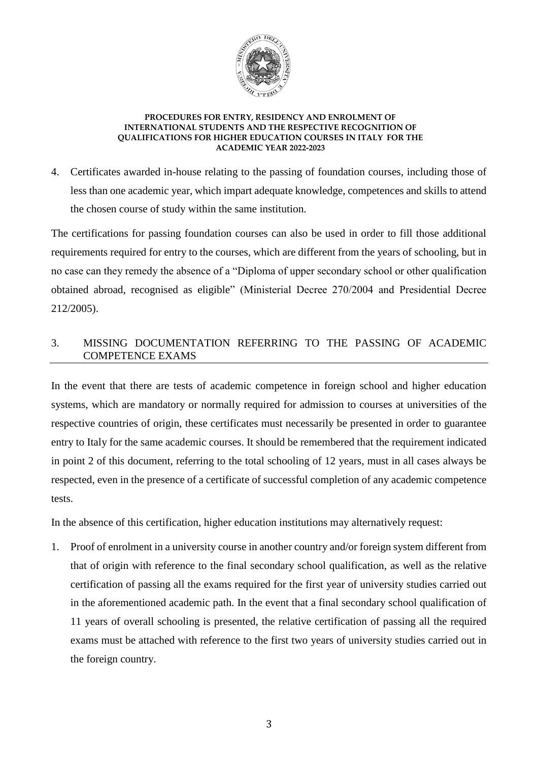4. Certificates awarded in-house relating to the passing of foundation courses, including those of less than one academic year, which impart adequate knowledge, competences and skills to attend the chosen course of study within the same institution.

The certifications for passing foundation courses can also be used in order to fill those additional requirements required for entry to the courses, which are different from the years of schooling, but in no case can they remedy the absence of a "Diploma of upper secondary school or other qualification obtained abroad, recognised as eligible" (Ministerial Decree 270/2004 and Presidential Decree 212/2005).

## 3. MISSING DOCUMENTATION REFERRING TO THE PASSING OF ACADEMIC COMPETENCE EXAMS

In the event that there are tests of academic competence in foreign school and higher education systems, which are mandatory or normally required for admission to courses at universities of the respective countries of origin, these certificates must necessarily be presented in order to guarantee entry to Italy for the same academic courses. It should be remembered that the requirement indicated in point 2 of this document, referring to the total schooling of 12 years, must in all cases always be respected, even in the presence of a certificate of successful completion of any academic competence tests.

In the absence of this certification, higher education institutions may alternatively request:

1. Proof of enrolment in a university course in another country and/or foreign system different from that of origin with reference to the final secondary school qualification, as well as the relative certification of passing all the exams required for the first year of university studies carried out in the aforementioned academic path. In the event that a final secondary school qualification of 11 years of overall schooling is presented, the relative certification of passing all the required exams must be attached with reference to the first two years of university studies carried out in the foreign country.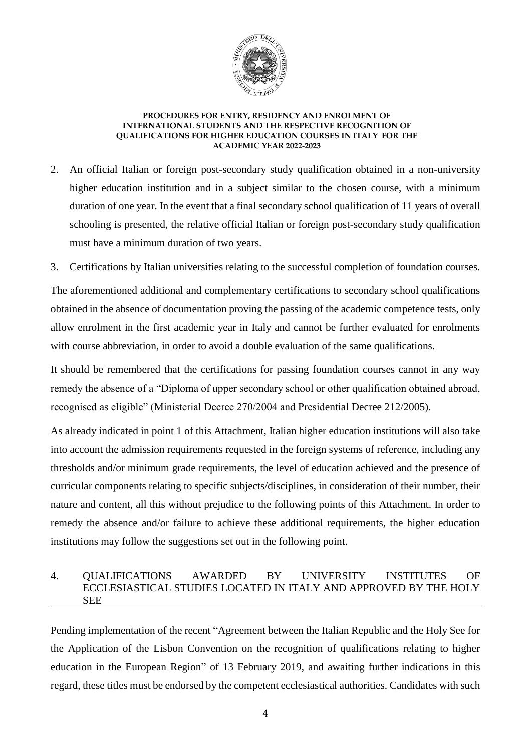2. An official Italian or foreign post-secondary study qualification obtained in a non-university higher education institution and in a subject similar to the chosen course, with a minimum duration of one year. In the event that a final secondary school qualification of 11 years of overall schooling is presented, the relative official Italian or foreign post-secondary study qualification must have a minimum duration of two years.
3. Certifications by Italian universities relating to the successful completion of foundation courses.

The aforementioned additional and complementary certifications to secondary school qualifications obtained in the absence of documentation proving the passing of the academic competence tests, only allow enrolment in the first academic year in Italy and cannot be further evaluated for enrolments with course abbreviation, in order to avoid a double evaluation of the same qualifications.

It should be remembered that the certifications for passing foundation courses cannot in any way remedy the absence of a "Diploma of upper secondary school or other qualification obtained abroad, recognised as eligible" (Ministerial Decree 270/2004 and Presidential Decree 212/2005).

As already indicated in point 1 of this Attachment, Italian higher education institutions will also take into account the admission requirements requested in the foreign systems of reference, including any thresholds and/or minimum grade requirements, the level of education achieved and the presence of curricular components relating to specific subjects/disciplines, in consideration of their number, their nature and content, all this without prejudice to the following points of this Attachment. In order to remedy the absence and/or failure to achieve these additional requirements, the higher education institutions may follow the suggestions set out in the following point.

## 4. QUALIFICATIONS AWARDED BY UNIVERSITY INSTITUTES OF ECCLESIASTICAL STUDIES LOCATED IN ITALY AND APPROVED BY THE HOLY SEE

Pending implementation of the recent "Agreement between the Italian Republic and the Holy See for the Application of the Lisbon Convention on the recognition of qualifications relating to higher education in the European Region" of 13 February 2019, and awaiting further indications in this regard, these titles must be endorsed by the competent ecclesiastical authorities. Candidates with such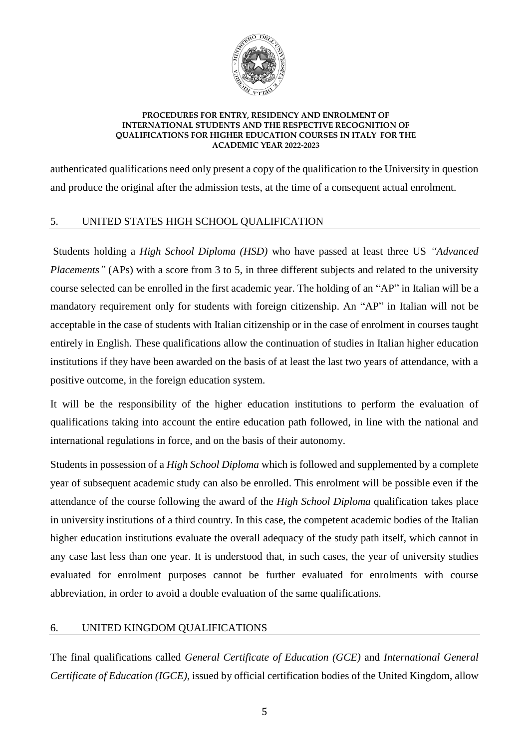authenticated qualifications need only present a copy of the qualification to the University in question and produce the original after the admission tests, at the time of a consequent actual enrolment.

## 5. UNITED STATES HIGH SCHOOL QUALIFICATION

Students holding a *High School Diploma (HSD)* who have passed at least three US *"Advanced Placements"* (APs) with a score from 3 to 5, in three different subjects and related to the university course selected can be enrolled in the first academic year. The holding of an "AP" in Italian will be a mandatory requirement only for students with foreign citizenship. An "AP" in Italian will not be acceptable in the case of students with Italian citizenship or in the case of enrolment in courses taught entirely in English. These qualifications allow the continuation of studies in Italian higher education institutions if they have been awarded on the basis of at least the last two years of attendance, with a positive outcome, in the foreign education system.

It will be the responsibility of the higher education institutions to perform the evaluation of qualifications taking into account the entire education path followed, in line with the national and international regulations in force, and on the basis of their autonomy.

Students in possession of a *High School Diploma* which is followed and supplemented by a complete year of subsequent academic study can also be enrolled. This enrolment will be possible even if the attendance of the course following the award of the *High School Diploma* qualification takes place in university institutions of a third country. In this case, the competent academic bodies of the Italian higher education institutions evaluate the overall adequacy of the study path itself, which cannot in any case last less than one year. It is understood that, in such cases, the year of university studies evaluated for enrolment purposes cannot be further evaluated for enrolments with course abbreviation, in order to avoid a double evaluation of the same qualifications.

## 6. UNITED KINGDOM QUALIFICATIONS

The final qualifications called *General Certificate of Education (GCE)* and *International General Certificate of Education (IGCE)*, issued by official certification bodies of the United Kingdom, allow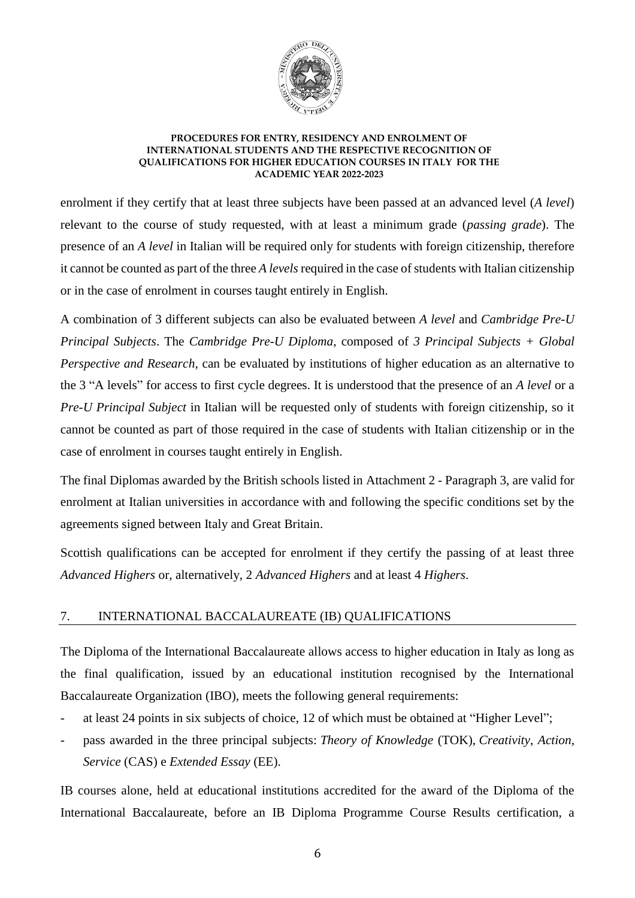enrolment if they certify that at least three subjects have been passed at an advanced level (*A level*) relevant to the course of study requested, with at least a minimum grade (*passing grade*). The presence of an *A level* in Italian will be required only for students with foreign citizenship, therefore it cannot be counted as part of the three *A levels* required in the case of students with Italian citizenship or in the case of enrolment in courses taught entirely in English.

A combination of 3 different subjects can also be evaluated between *A level* and *Cambridge Pre-U Principal Subjects*. The *Cambridge Pre-U Diploma*, composed of *3 Principal Subjects + Global Perspective and Research*, can be evaluated by institutions of higher education as an alternative to the 3 "A levels" for access to first cycle degrees. It is understood that the presence of an *A level* or a *Pre-U Principal Subject* in Italian will be requested only of students with foreign citizenship, so it cannot be counted as part of those required in the case of students with Italian citizenship or in the case of enrolment in courses taught entirely in English.

The final Diplomas awarded by the British schools listed in Attachment 2 - Paragraph 3, are valid for enrolment at Italian universities in accordance with and following the specific conditions set by the agreements signed between Italy and Great Britain.

Scottish qualifications can be accepted for enrolment if they certify the passing of at least three *Advanced Highers* or, alternatively, 2 *Advanced Highers* and at least 4 *Highers*.

## 7. INTERNATIONAL BACCALAUREATE (IB) QUALIFICATIONS

The Diploma of the International Baccalaureate allows access to higher education in Italy as long as the final qualification, issued by an educational institution recognised by the International Baccalaureate Organization (IBO), meets the following general requirements:

- at least 24 points in six subjects of choice, 12 of which must be obtained at "Higher Level";
- pass awarded in the three principal subjects: *Theory of Knowledge* (TOK), *Creativity*, *Action*, *Service* (CAS) e *Extended Essay* (EE).

IB courses alone, held at educational institutions accredited for the award of the Diploma of the International Baccalaureate, before an IB Diploma Programme Course Results certification, a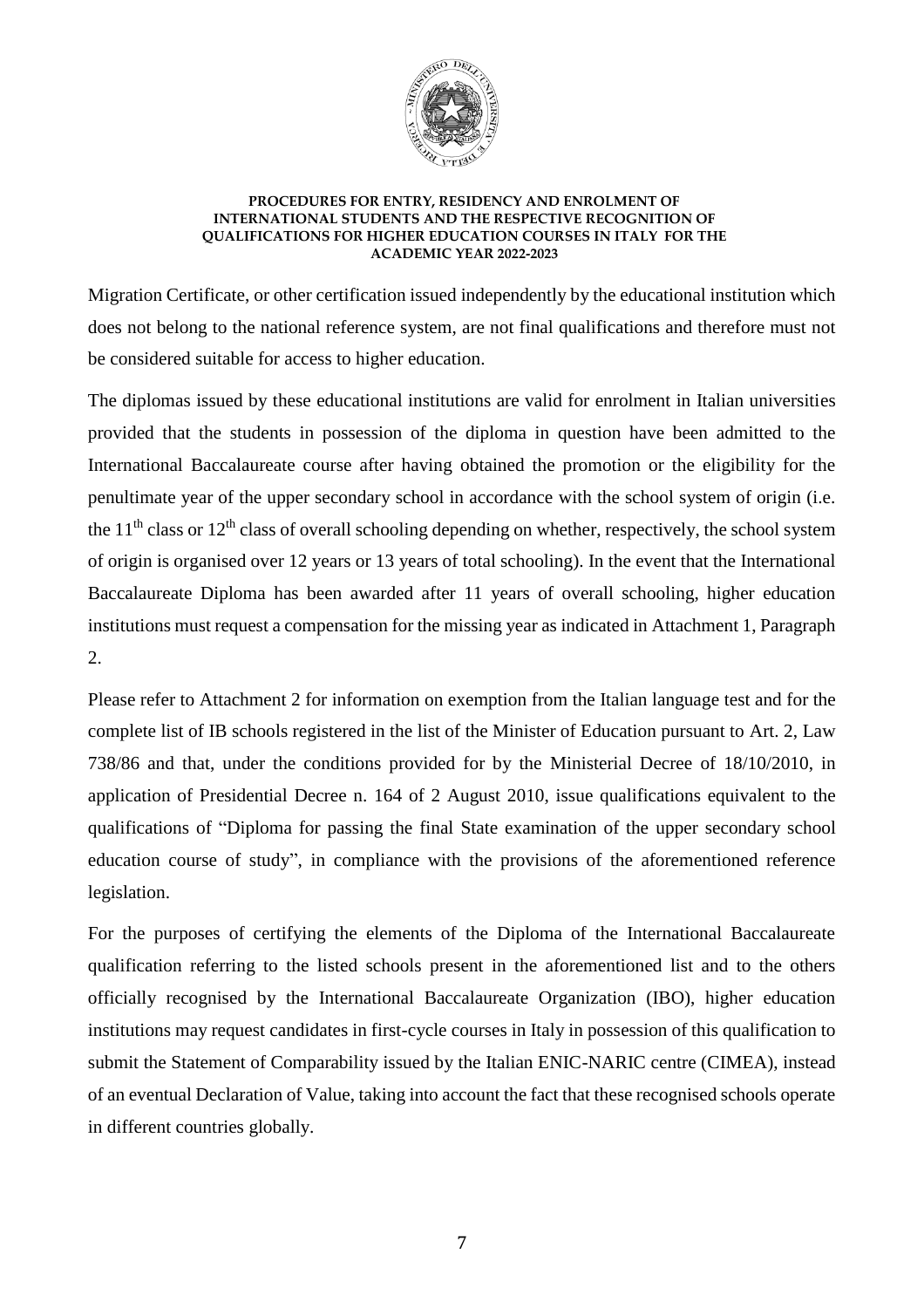Migration Certificate, or other certification issued independently by the educational institution which does not belong to the national reference system, are not final qualifications and therefore must not be considered suitable for access to higher education.

The diplomas issued by these educational institutions are valid for enrolment in Italian universities provided that the students in possession of the diploma in question have been admitted to the International Baccalaureate course after having obtained the promotion or the eligibility for the penultimate year of the upper secondary school in accordance with the school system of origin (i.e. the 11th class or 12th class of overall schooling depending on whether, respectively, the school system of origin is organised over 12 years or 13 years of total schooling). In the event that the International Baccalaureate Diploma has been awarded after 11 years of overall schooling, higher education institutions must request a compensation for the missing year as indicated in Attachment 1, Paragraph 2.

Please refer to Attachment 2 for information on exemption from the Italian language test and for the complete list of IB schools registered in the list of the Minister of Education pursuant to Art. 2, Law 738/86 and that, under the conditions provided for by the Ministerial Decree of 18/10/2010, in application of Presidential Decree n. 164 of 2 August 2010, issue qualifications equivalent to the qualifications of "Diploma for passing the final State examination of the upper secondary school education course of study", in compliance with the provisions of the aforementioned reference legislation.

For the purposes of certifying the elements of the Diploma of the International Baccalaureate qualification referring to the listed schools present in the aforementioned list and to the others officially recognised by the International Baccalaureate Organization (IBO), higher education institutions may request candidates in first-cycle courses in Italy in possession of this qualification to submit the Statement of Comparability issued by the Italian ENIC-NARIC centre (CIMEA), instead of an eventual Declaration of Value, taking into account the fact that these recognised schools operate in different countries globally.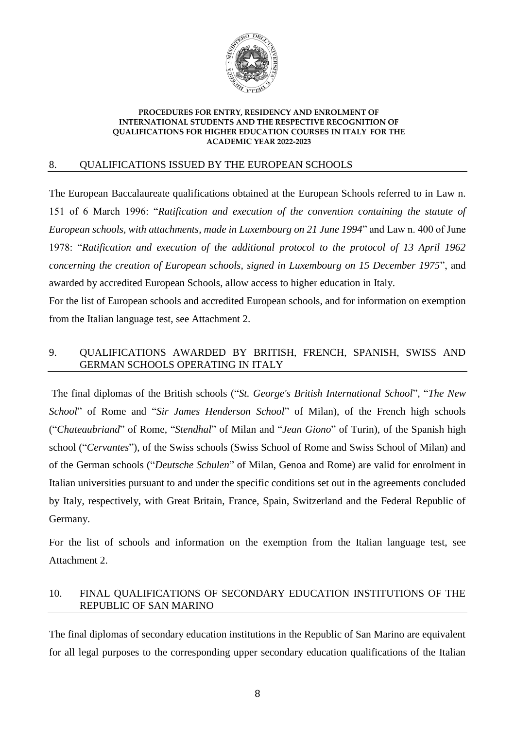## 8. QUALIFICATIONS ISSUED BY THE EUROPEAN SCHOOLS

The European Baccalaureate qualifications obtained at the European Schools referred to in Law n. 151 of 6 March 1996: "*Ratification and execution of the convention containing the statute of European schools, with attachments, made in Luxembourg on 21 June 1994*" and Law n. 400 of June 1978: "*Ratification and execution of the additional protocol to the protocol of 13 April 1962 concerning the creation of European schools, signed in Luxembourg on 15 December 1975*", and awarded by accredited European Schools, allow access to higher education in Italy.

For the list of European schools and accredited European schools, and for information on exemption from the Italian language test, see Attachment 2.

## 9. QUALIFICATIONS AWARDED BY BRITISH, FRENCH, SPANISH, SWISS AND GERMAN SCHOOLS OPERATING IN ITALY

The final diplomas of the British schools ("*St. George's British International School*", "*The New School*" of Rome and "*Sir James Henderson School*" of Milan), of the French high schools ("*Chateaubriand*" of Rome, "*Stendhal*" of Milan and "*Jean Giono*" of Turin), of the Spanish high school ("*Cervantes*"), of the Swiss schools (Swiss School of Rome and Swiss School of Milan) and of the German schools ("*Deutsche Schulen*" of Milan, Genoa and Rome) are valid for enrolment in Italian universities pursuant to and under the specific conditions set out in the agreements concluded by Italy, respectively, with Great Britain, France, Spain, Switzerland and the Federal Republic of Germany.

For the list of schools and information on the exemption from the Italian language test, see Attachment 2.

## 10. FINAL QUALIFICATIONS OF SECONDARY EDUCATION INSTITUTIONS OF THE REPUBLIC OF SAN MARINO

The final diplomas of secondary education institutions in the Republic of San Marino are equivalent for all legal purposes to the corresponding upper secondary education qualifications of the Italian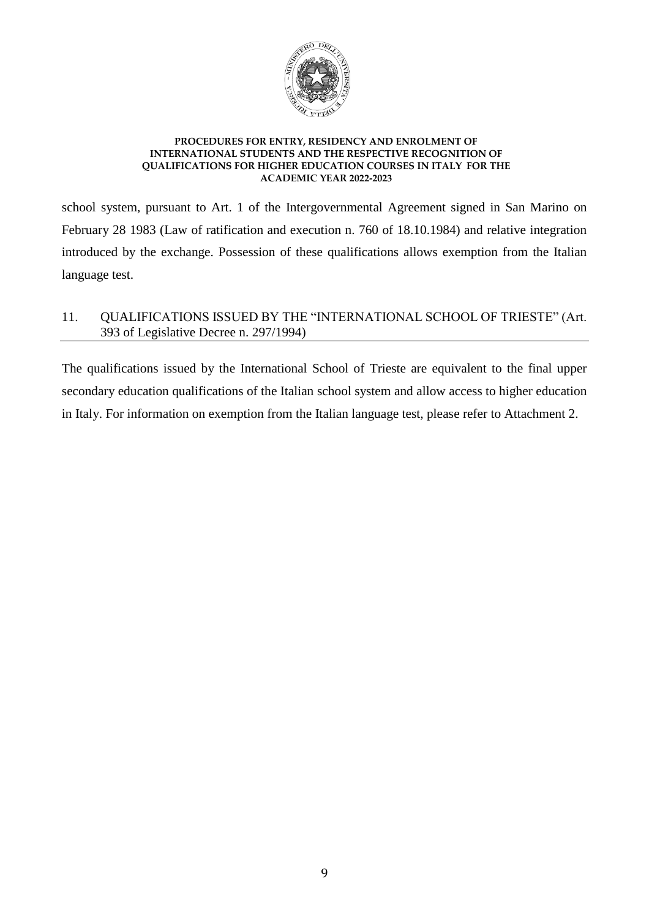school system, pursuant to Art. 1 of the Intergovernmental Agreement signed in San Marino on February 28 1983 (Law of ratification and execution n. 760 of 18.10.1984) and relative integration introduced by the exchange. Possession of these qualifications allows exemption from the Italian language test.

## 11. QUALIFICATIONS ISSUED BY THE "INTERNATIONAL SCHOOL OF TRIESTE" (Art. 393 of Legislative Decree n. 297/1994)

The qualifications issued by the International School of Trieste are equivalent to the final upper secondary education qualifications of the Italian school system and allow access to higher education in Italy. For information on exemption from the Italian language test, please refer to Attachment 2.